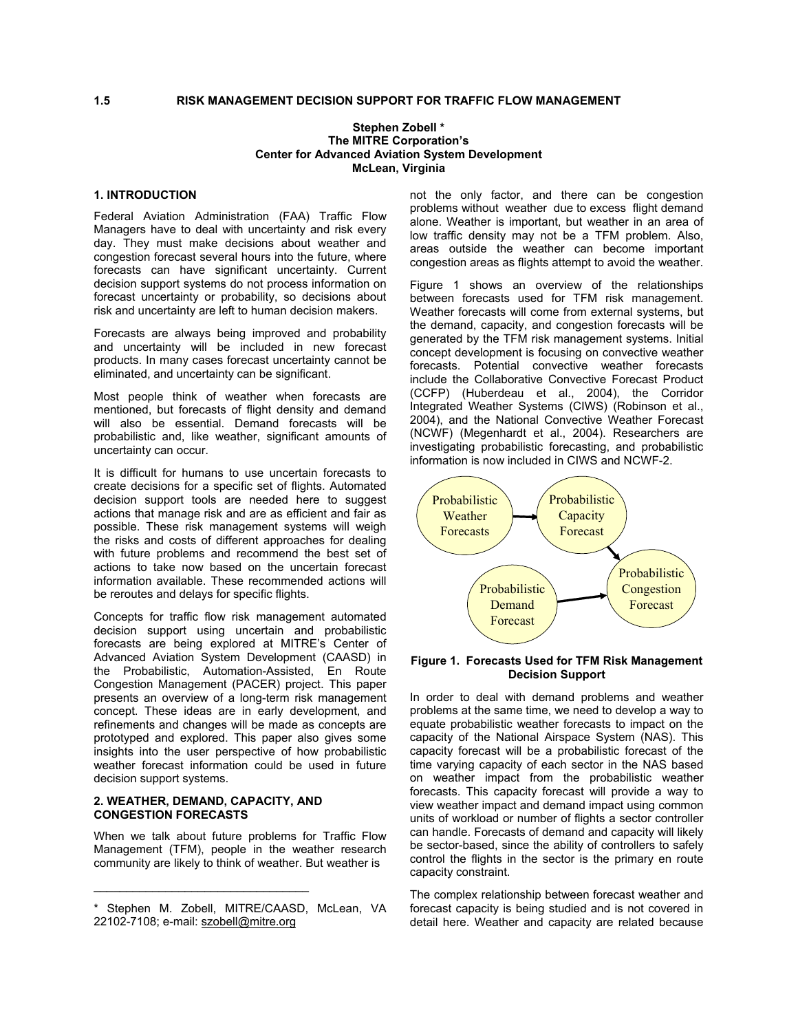# 1.5 RISK MANAGEMENT DECISION SUPPORT FOR TRAFFIC FLOW MANAGEMENT

**Stephen Zobell \***
**The MITRE Corporation's**
**Center for Advanced Aviation System Development**
**McLean, Virginia**

## 1. INTRODUCTION

Federal Aviation Administration (FAA) Traffic Flow Managers have to deal with uncertainty and risk every day. They must make decisions about weather and congestion forecast several hours into the future, where forecasts can have significant uncertainty. Current decision support systems do not process information on forecast uncertainty or probability, so decisions about risk and uncertainty are left to human decision makers.

Forecasts are always being improved and probability and uncertainty will be included in new forecast products. In many cases forecast uncertainty cannot be eliminated, and uncertainty can be significant.

Most people think of weather when forecasts are mentioned, but forecasts of flight density and demand will also be essential. Demand forecasts will be probabilistic and, like weather, significant amounts of uncertainty can occur.

It is difficult for humans to use uncertain forecasts to create decisions for a specific set of flights. Automated decision support tools are needed here to suggest actions that manage risk and are as efficient and fair as possible. These risk management systems will weigh the risks and costs of different approaches for dealing with future problems and recommend the best set of actions to take now based on the uncertain forecast information available. These recommended actions will be reroutes and delays for specific flights.

Concepts for traffic flow risk management automated decision support using uncertain and probabilistic forecasts are being explored at MITRE's Center of Advanced Aviation System Development (CAASD) in the Probabilistic, Automation-Assisted, En Route Congestion Management (PACER) project. This paper presents an overview of a long-term risk management concept. These ideas are in early development, and refinements and changes will be made as concepts are prototyped and explored. This paper also gives some insights into the user perspective of how probabilistic weather forecast information could be used in future decision support systems.

## 2. WEATHER, DEMAND, CAPACITY, AND CONGESTION FORECASTS

When we talk about future problems for Traffic Flow Management (TFM), people in the weather research community are likely to think of weather. But weather is not the only factor, and there can be congestion problems without weather due to excess flight demand alone. Weather is important, but weather in an area of low traffic density may not be a TFM problem. Also, areas outside the weather can become important congestion areas as flights attempt to avoid the weather.

Figure 1 shows an overview of the relationships between forecasts used for TFM risk management. Weather forecasts will come from external systems, but the demand, capacity, and congestion forecasts will be generated by the TFM risk management systems. Initial concept development is focusing on convective weather forecasts. Potential convective weather forecasts include the Collaborative Convective Forecast Product (CCFP) (Huberdeau et al., 2004), the Corridor Integrated Weather Systems (CIWS) (Robinson et al., 2004), and the National Convective Weather Forecast (NCWF) (Megenhardt et al., 2004). Researchers are investigating probabilistic forecasting, and probabilistic information is now included in CIWS and NCWF-2.

Probabilistic Weather Forecasts → Probabilistic Capacity Forecast → Probabilistic Congestion Forecast ← Probabilistic Demand Forecast

**Figure 1. Forecasts Used for TFM Risk Management Decision Support**

In order to deal with demand problems and weather problems at the same time, we need to develop a way to equate probabilistic weather forecasts to impact on the capacity of the National Airspace System (NAS). This capacity forecast will be a probabilistic forecast of the time varying capacity of each sector in the NAS based on weather impact from the probabilistic weather forecasts. This capacity forecast will provide a way to view weather impact and demand impact using common units of workload or number of flights a sector controller can handle. Forecasts of demand and capacity will likely be sector-based, since the ability of controllers to safely control the flights in the sector is the primary en route capacity constraint.

The complex relationship between forecast weather and forecast capacity is being studied and is not covered in detail here. Weather and capacity are related because

---

\* Stephen M. Zobell, MITRE/CAASD, McLean, VA 22102-7108; e-mail: szobell@mitre.org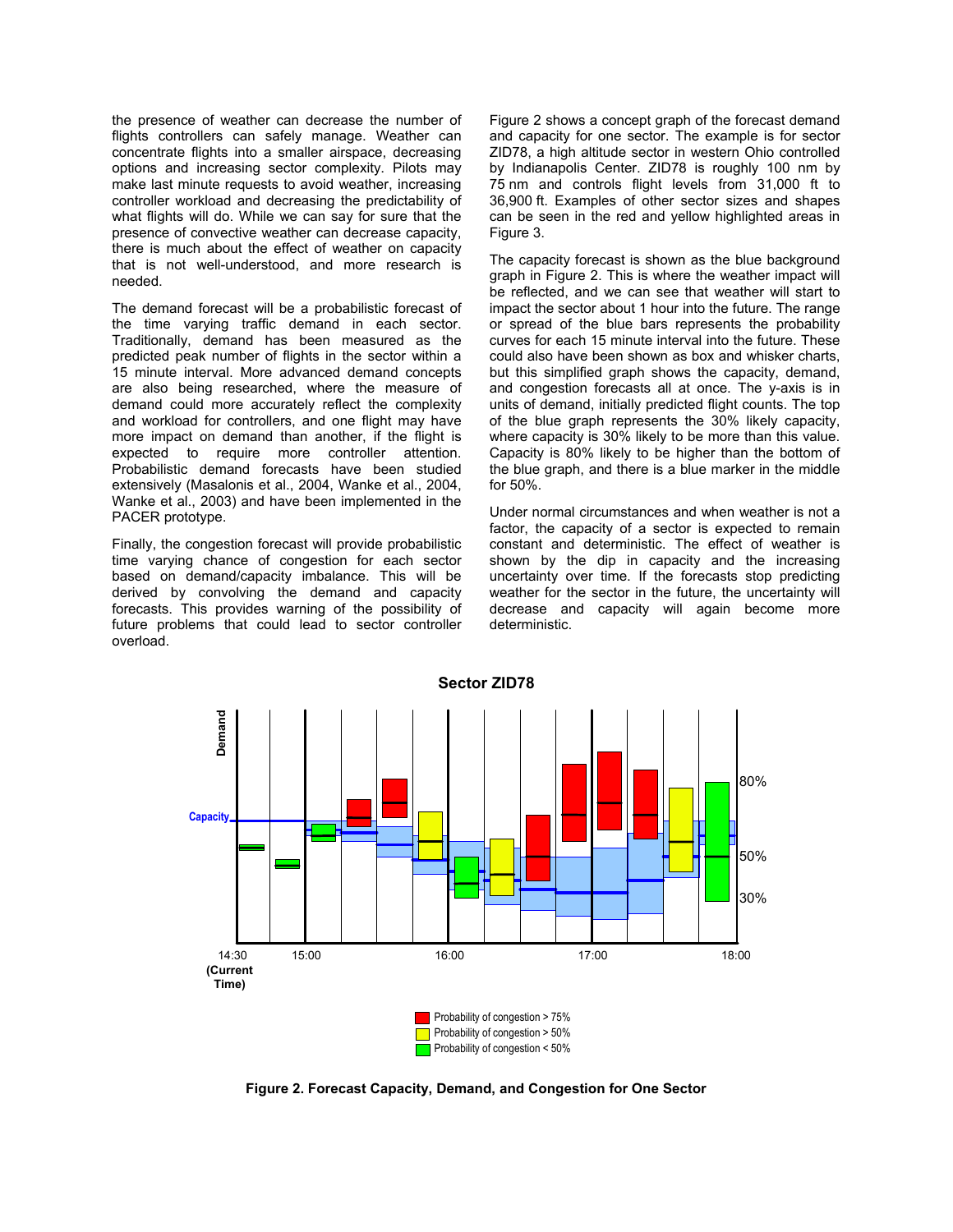the presence of weather can decrease the number of flights controllers can safely manage. Weather can concentrate flights into a smaller airspace, decreasing options and increasing sector complexity. Pilots may make last minute requests to avoid weather, increasing controller workload and decreasing the predictability of what flights will do. While we can say for sure that the presence of convective weather can decrease capacity, there is much about the effect of weather on capacity that is not well-understood, and more research is needed.

The demand forecast will be a probabilistic forecast of the time varying traffic demand in each sector. Traditionally, demand has been measured as the predicted peak number of flights in the sector within a 15 minute interval. More advanced demand concepts are also being researched, where the measure of demand could more accurately reflect the complexity and workload for controllers, and one flight may have more impact on demand than another, if the flight is expected to require more controller attention. Probabilistic demand forecasts have been studied extensively (Masalonis et al., 2004, Wanke et al., 2004, Wanke et al., 2003) and have been implemented in the PACER prototype.

Finally, the congestion forecast will provide probabilistic time varying chance of congestion for each sector based on demand/capacity imbalance. This will be derived by convolving the demand and capacity forecasts. This provides warning of the possibility of future problems that could lead to sector controller overload.

Figure 2 shows a concept graph of the forecast demand and capacity for one sector. The example is for sector ZID78, a high altitude sector in western Ohio controlled by Indianapolis Center. ZID78 is roughly 100 nm by 75 nm and controls flight levels from 31,000 ft to 36,900 ft. Examples of other sector sizes and shapes can be seen in the red and yellow highlighted areas in Figure 3.

The capacity forecast is shown as the blue background graph in Figure 2. This is where the weather impact will be reflected, and we can see that weather will start to impact the sector about 1 hour into the future. The range or spread of the blue bars represents the probability curves for each 15 minute interval into the future. These could also have been shown as box and whisker charts, but this simplified graph shows the capacity, demand, and congestion forecasts all at once. The y-axis is in units of demand, initially predicted flight counts. The top of the blue graph represents the 30% likely capacity, where capacity is 30% likely to be more than this value. Capacity is 80% likely to be higher than the bottom of the blue graph, and there is a blue marker in the middle for 50%.

Under normal circumstances and when weather is not a factor, the capacity of a sector is expected to remain constant and deterministic. The effect of weather is shown by the dip in capacity and the increasing uncertainty over time. If the forecasts stop predicting weather for the sector in the future, the uncertainty will decrease and capacity will again become more deterministic.

**Figure 2. Forecast Capacity, Demand, and Congestion for One Sector**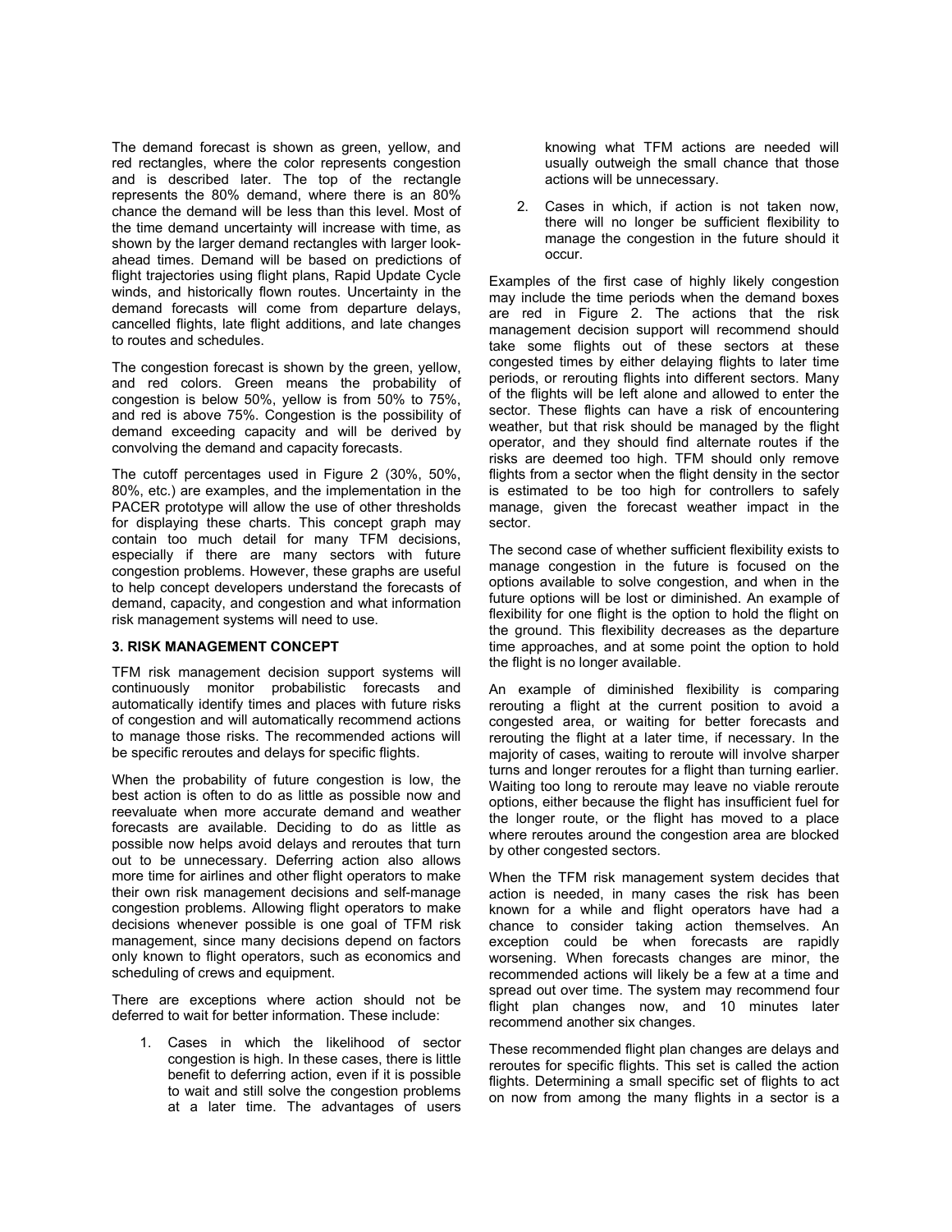The demand forecast is shown as green, yellow, and red rectangles, where the color represents congestion and is described later. The top of the rectangle represents the 80% demand, where there is an 80% chance the demand will be less than this level. Most of the time demand uncertainty will increase with time, as shown by the larger demand rectangles with larger look-ahead times. Demand will be based on predictions of flight trajectories using flight plans, Rapid Update Cycle winds, and historically flown routes. Uncertainty in the demand forecasts will come from departure delays, cancelled flights, late flight additions, and late changes to routes and schedules.

The congestion forecast is shown by the green, yellow, and red colors. Green means the probability of congestion is below 50%, yellow is from 50% to 75%, and red is above 75%. Congestion is the possibility of demand exceeding capacity and will be derived by convolving the demand and capacity forecasts.

The cutoff percentages used in Figure 2 (30%, 50%, 80%, etc.) are examples, and the implementation in the PACER prototype will allow the use of other thresholds for displaying these charts. This concept graph may contain too much detail for many TFM decisions, especially if there are many sectors with future congestion problems. However, these graphs are useful to help concept developers understand the forecasts of demand, capacity, and congestion and what information risk management systems will need to use.

### 3. RISK MANAGEMENT CONCEPT

TFM risk management decision support systems will continuously monitor probabilistic forecasts and automatically identify times and places with future risks of congestion and will automatically recommend actions to manage those risks. The recommended actions will be specific reroutes and delays for specific flights.

When the probability of future congestion is low, the best action is often to do as little as possible now and reevaluate when more accurate demand and weather forecasts are available. Deciding to do as little as possible now helps avoid delays and reroutes that turn out to be unnecessary. Deferring action also allows more time for airlines and other flight operators to make their own risk management decisions and self-manage congestion problems. Allowing flight operators to make decisions whenever possible is one goal of TFM risk management, since many decisions depend on factors only known to flight operators, such as economics and scheduling of crews and equipment.

There are exceptions where action should not be deferred to wait for better information. These include:

1. Cases in which the likelihood of sector congestion is high. In these cases, there is little benefit to deferring action, even if it is possible to wait and still solve the congestion problems at a later time. The advantages of users knowing what TFM actions are needed will usually outweigh the small chance that those actions will be unnecessary.
2. Cases in which, if action is not taken now, there will no longer be sufficient flexibility to manage the congestion in the future should it occur.

Examples of the first case of highly likely congestion may include the time periods when the demand boxes are red in Figure 2. The actions that the risk management decision support will recommend should take some flights out of these sectors at these congested times by either delaying flights to later time periods, or rerouting flights into different sectors. Many of the flights will be left alone and allowed to enter the sector. These flights can have a risk of encountering weather, but that risk should be managed by the flight operator, and they should find alternate routes if the risks are deemed too high. TFM should only remove flights from a sector when the flight density in the sector is estimated to be too high for controllers to safely manage, given the forecast weather impact in the sector.

The second case of whether sufficient flexibility exists to manage congestion in the future is focused on the options available to solve congestion, and when in the future options will be lost or diminished. An example of flexibility for one flight is the option to hold the flight on the ground. This flexibility decreases as the departure time approaches, and at some point the option to hold the flight is no longer available.

An example of diminished flexibility is comparing rerouting a flight at the current position to avoid a congested area, or waiting for better forecasts and rerouting the flight at a later time, if necessary. In the majority of cases, waiting to reroute will involve sharper turns and longer reroutes for a flight than turning earlier. Waiting too long to reroute may leave no viable reroute options, either because the flight has insufficient fuel for the longer route, or the flight has moved to a place where reroutes around the congestion area are blocked by other congested sectors.

When the TFM risk management system decides that action is needed, in many cases the risk has been known for a while and flight operators have had a chance to consider taking action themselves. An exception could be when forecasts are rapidly worsening. When forecasts changes are minor, the recommended actions will likely be a few at a time and spread out over time. The system may recommend four flight plan changes now, and 10 minutes later recommend another six changes.

These recommended flight plan changes are delays and reroutes for specific flights. This set is called the action flights. Determining a small specific set of flights to act on now from among the many flights in a sector is a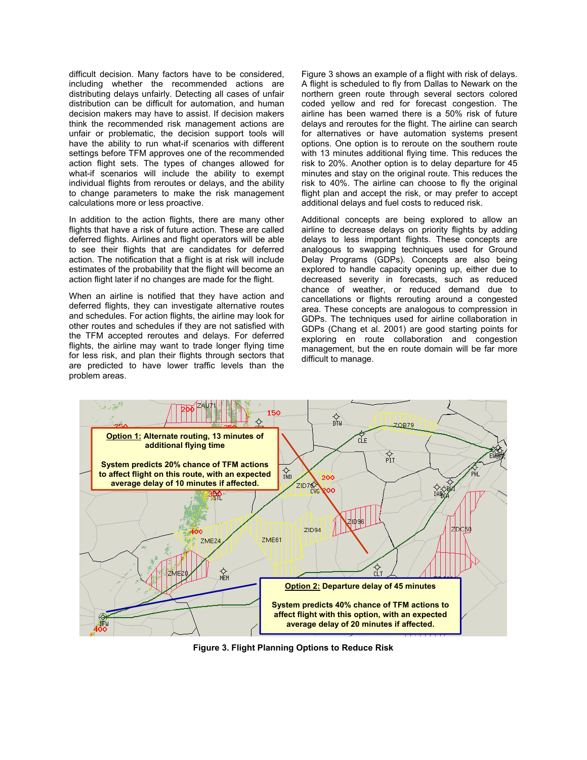difficult decision. Many factors have to be considered, including whether the recommended actions are distributing delays unfairly. Detecting all cases of unfair distribution can be difficult for automation, and human decision makers may have to assist. If decision makers think the recommended risk management actions are unfair or problematic, the decision support tools will have the ability to run what-if scenarios with different settings before TFM approves one of the recommended action flight sets. The types of changes allowed for what-if scenarios will include the ability to exempt individual flights from reroutes or delays, and the ability to change parameters to make the risk management calculations more or less proactive.

In addition to the action flights, there are many other flights that have a risk of future action. These are called deferred flights. Airlines and flight operators will be able to see their flights that are candidates for deferred action. The notification that a flight is at risk will include estimates of the probability that the flight will become an action flight later if no changes are made for the flight.

When an airline is notified that they have action and deferred flights, they can investigate alternative routes and schedules. For action flights, the airline may look for other routes and schedules if they are not satisfied with the TFM accepted reroutes and delays. For deferred flights, the airline may want to trade longer flying time for less risk, and plan their flights through sectors that are predicted to have lower traffic levels than the problem areas.

Figure 3 shows an example of a flight with risk of delays. A flight is scheduled to fly from Dallas to Newark on the northern green route through several sectors colored coded yellow and red for forecast congestion. The airline has been warned there is a 50% risk of future delays and reroutes for the flight. The airline can search for alternatives or have automation systems present options. One option is to reroute on the southern route with 13 minutes additional flying time. This reduces the risk to 20%. Another option is to delay departure for 45 minutes and stay on the original route. This reduces the risk to 40%. The airline can choose to fly the original flight plan and accept the risk, or may prefer to accept additional delays and fuel costs to reduced risk.

Additional concepts are being explored to allow an airline to decrease delays on priority flights by adding delays to less important flights. These concepts are analogous to swapping techniques used for Ground Delay Programs (GDPs). Concepts are also being explored to handle capacity opening up, either due to decreased severity in forecasts, such as reduced chance of weather, or reduced demand due to cancellations or flights rerouting around a congested area. These concepts are analogous to compression in GDPs. The techniques used for airline collaboration in GDPs (Chang et al. 2001) are good starting points for exploring en route collaboration and congestion management, but the en route domain will be far more difficult to manage.

**Figure 3. Flight Planning Options to Reduce Risk**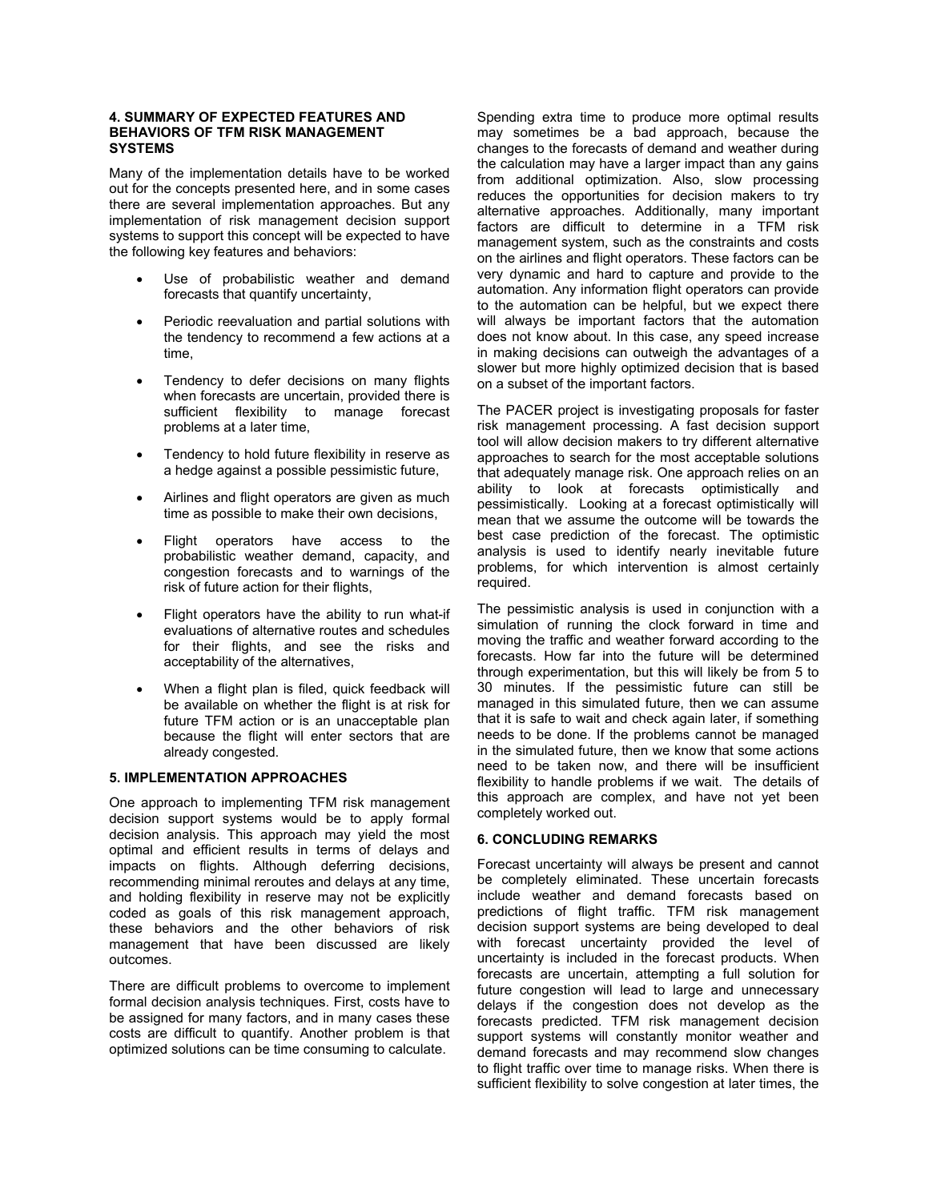## 4. SUMMARY OF EXPECTED FEATURES AND BEHAVIORS OF TFM RISK MANAGEMENT SYSTEMS

Many of the implementation details have to be worked out for the concepts presented here, and in some cases there are several implementation approaches. But any implementation of risk management decision support systems to support this concept will be expected to have the following key features and behaviors:

- Use of probabilistic weather and demand forecasts that quantify uncertainty,
- Periodic reevaluation and partial solutions with the tendency to recommend a few actions at a time,
- Tendency to defer decisions on many flights when forecasts are uncertain, provided there is sufficient flexibility to manage forecast problems at a later time,
- Tendency to hold future flexibility in reserve as a hedge against a possible pessimistic future,
- Airlines and flight operators are given as much time as possible to make their own decisions,
- Flight operators have access to the probabilistic weather demand, capacity, and congestion forecasts and to warnings of the risk of future action for their flights,
- Flight operators have the ability to run what-if evaluations of alternative routes and schedules for their flights, and see the risks and acceptability of the alternatives,
- When a flight plan is filed, quick feedback will be available on whether the flight is at risk for future TFM action or is an unacceptable plan because the flight will enter sectors that are already congested.

## 5. IMPLEMENTATION APPROACHES

One approach to implementing TFM risk management decision support systems would be to apply formal decision analysis. This approach may yield the most optimal and efficient results in terms of delays and impacts on flights. Although deferring decisions, recommending minimal reroutes and delays at any time, and holding flexibility in reserve may not be explicitly coded as goals of this risk management approach, these behaviors and the other behaviors of risk management that have been discussed are likely outcomes.

There are difficult problems to overcome to implement formal decision analysis techniques. First, costs have to be assigned for many factors, and in many cases these costs are difficult to quantify. Another problem is that optimized solutions can be time consuming to calculate. Spending extra time to produce more optimal results may sometimes be a bad approach, because the changes to the forecasts of demand and weather during the calculation may have a larger impact than any gains from additional optimization. Also, slow processing reduces the opportunities for decision makers to try alternative approaches. Additionally, many important factors are difficult to determine in a TFM risk management system, such as the constraints and costs on the airlines and flight operators. These factors can be very dynamic and hard to capture and provide to the automation. Any information flight operators can provide to the automation can be helpful, but we expect there will always be important factors that the automation does not know about. In this case, any speed increase in making decisions can outweigh the advantages of a slower but more highly optimized decision that is based on a subset of the important factors.

The PACER project is investigating proposals for faster risk management processing. A fast decision support tool will allow decision makers to try different alternative approaches to search for the most acceptable solutions that adequately manage risk. One approach relies on an ability to look at forecasts optimistically and pessimistically. Looking at a forecast optimistically will mean that we assume the outcome will be towards the best case prediction of the forecast. The optimistic analysis is used to identify nearly inevitable future problems, for which intervention is almost certainly required.

The pessimistic analysis is used in conjunction with a simulation of running the clock forward in time and moving the traffic and weather forward according to the forecasts. How far into the future will be determined through experimentation, but this will likely be from 5 to 30 minutes. If the pessimistic future can still be managed in this simulated future, then we can assume that it is safe to wait and check again later, if something needs to be done. If the problems cannot be managed in the simulated future, then we know that some actions need to be taken now, and there will be insufficient flexibility to handle problems if we wait. The details of this approach are complex, and have not yet been completely worked out.

## 6. CONCLUDING REMARKS

Forecast uncertainty will always be present and cannot be completely eliminated. These uncertain forecasts include weather and demand forecasts based on predictions of flight traffic. TFM risk management decision support systems are being developed to deal with forecast uncertainty provided the level of uncertainty is included in the forecast products. When forecasts are uncertain, attempting a full solution for future congestion will lead to large and unnecessary delays if the congestion does not develop as the forecasts predicted. TFM risk management decision support systems will constantly monitor weather and demand forecasts and may recommend slow changes to flight traffic over time to manage risks. When there is sufficient flexibility to solve congestion at later times, the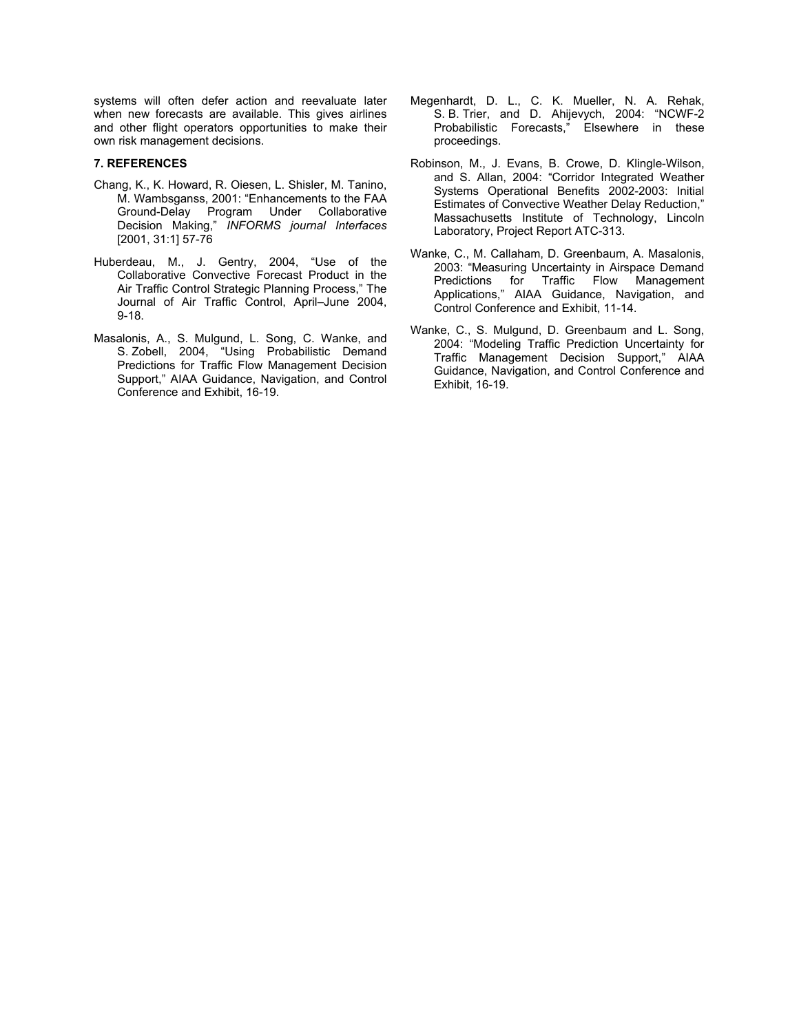systems will often defer action and reevaluate later when new forecasts are available. This gives airlines and other flight operators opportunities to make their own risk management decisions.

## 7. REFERENCES

Chang, K., K. Howard, R. Oiesen, L. Shisler, M. Tanino, M. Wambsganss, 2001: "Enhancements to the FAA Ground-Delay Program Under Collaborative Decision Making," *INFORMS journal Interfaces* [2001, 31:1] 57-76

Huberdeau, M., J. Gentry, 2004, "Use of the Collaborative Convective Forecast Product in the Air Traffic Control Strategic Planning Process," The Journal of Air Traffic Control, April–June 2004, 9-18.

Masalonis, A., S. Mulgund, L. Song, C. Wanke, and S. Zobell, 2004, "Using Probabilistic Demand Predictions for Traffic Flow Management Decision Support," AIAA Guidance, Navigation, and Control Conference and Exhibit, 16-19.

Megenhardt, D. L., C. K. Mueller, N. A. Rehak, S. B. Trier, and D. Ahijevych, 2004: "NCWF-2 Probabilistic Forecasts," Elsewhere in these proceedings.

Robinson, M., J. Evans, B. Crowe, D. Klingle-Wilson, and S. Allan, 2004: "Corridor Integrated Weather Systems Operational Benefits 2002-2003: Initial Estimates of Convective Weather Delay Reduction," Massachusetts Institute of Technology, Lincoln Laboratory, Project Report ATC-313.

Wanke, C., M. Callaham, D. Greenbaum, A. Masalonis, 2003: "Measuring Uncertainty in Airspace Demand Predictions for Traffic Flow Management Applications," AIAA Guidance, Navigation, and Control Conference and Exhibit, 11-14.

Wanke, C., S. Mulgund, D. Greenbaum and L. Song, 2004: "Modeling Traffic Prediction Uncertainty for Traffic Management Decision Support," AIAA Guidance, Navigation, and Control Conference and Exhibit, 16-19.